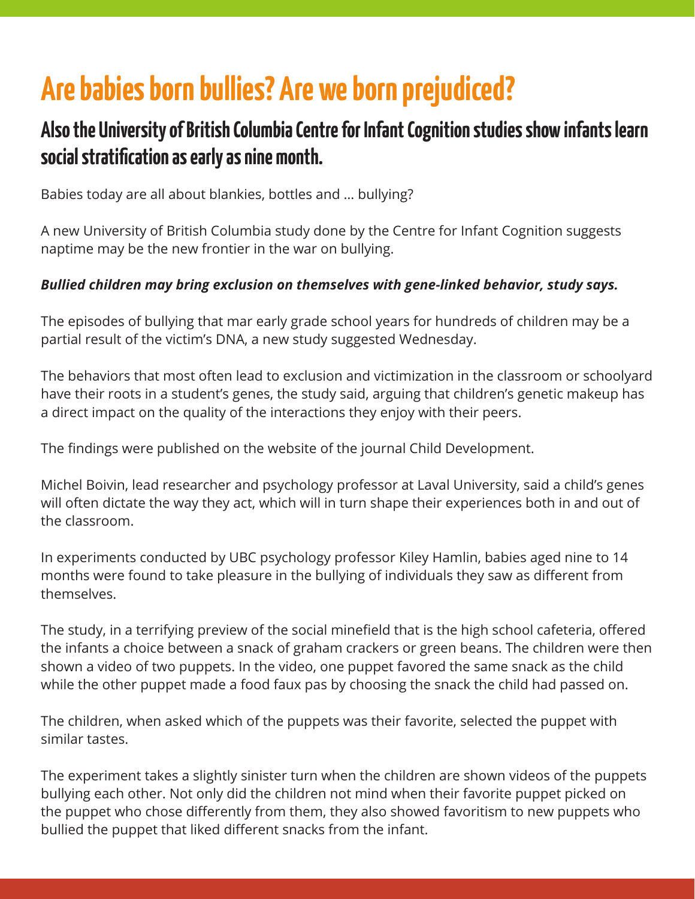# Are babies born bullies? Are we born prejudiced?

## Also the University of British Columbia Centre for Infant Cognition studies show infants learn social stratification as early as nine month.

Babies today are all about blankies, bottles and ... bullying?

A new University of British Columbia study done by the Centre for Infant Cognition suggests naptime may be the new frontier in the war on bullying.

***Bullied children may bring exclusion on themselves with gene-linked behavior, study says.***

The episodes of bullying that mar early grade school years for hundreds of children may be a partial result of the victim's DNA, a new study suggested Wednesday.

The behaviors that most often lead to exclusion and victimization in the classroom or schoolyard have their roots in a student's genes, the study said, arguing that children's genetic makeup has a direct impact on the quality of the interactions they enjoy with their peers.

The findings were published on the website of the journal Child Development.

Michel Boivin, lead researcher and psychology professor at Laval University, said a child's genes will often dictate the way they act, which will in turn shape their experiences both in and out of the classroom.

In experiments conducted by UBC psychology professor Kiley Hamlin, babies aged nine to 14 months were found to take pleasure in the bullying of individuals they saw as different from themselves.

The study, in a terrifying preview of the social minefield that is the high school cafeteria, offered the infants a choice between a snack of graham crackers or green beans. The children were then shown a video of two puppets. In the video, one puppet favored the same snack as the child while the other puppet made a food faux pas by choosing the snack the child had passed on.

The children, when asked which of the puppets was their favorite, selected the puppet with similar tastes.

The experiment takes a slightly sinister turn when the children are shown videos of the puppets bullying each other. Not only did the children not mind when their favorite puppet picked on the puppet who chose differently from them, they also showed favoritism to new puppets who bullied the puppet that liked different snacks from the infant.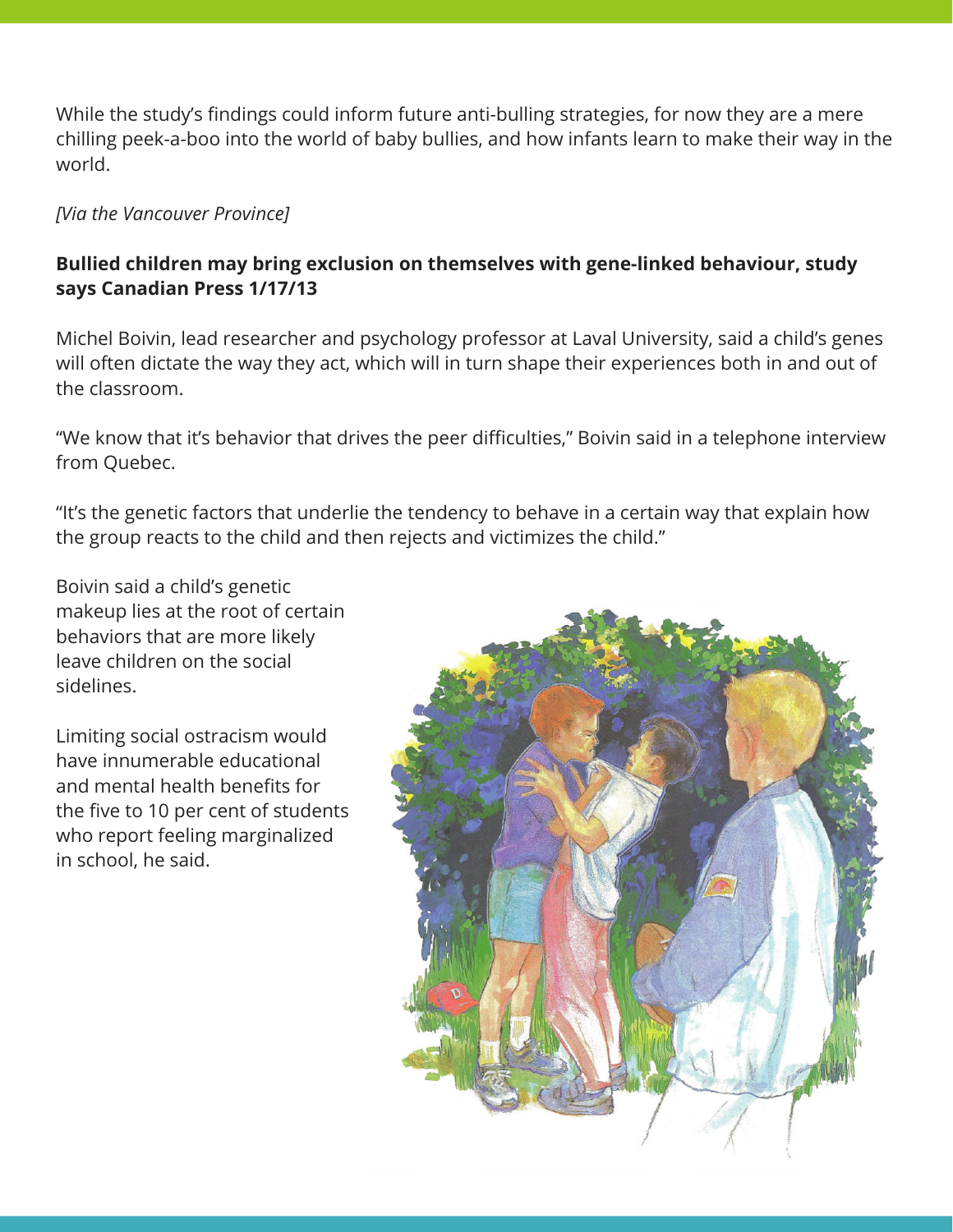While the study's findings could inform future anti-bulling strategies, for now they are a mere chilling peek-a-boo into the world of baby bullies, and how infants learn to make their way in the world.

*[Via the Vancouver Province]*

**Bullied children may bring exclusion on themselves with gene-linked behaviour, study says Canadian Press 1/17/13**

Michel Boivin, lead researcher and psychology professor at Laval University, said a child's genes will often dictate the way they act, which will in turn shape their experiences both in and out of the classroom.

"We know that it's behavior that drives the peer difficulties," Boivin said in a telephone interview from Quebec.

"It's the genetic factors that underlie the tendency to behave in a certain way that explain how the group reacts to the child and then rejects and victimizes the child."

Boivin said a child's genetic makeup lies at the root of certain behaviors that are more likely leave children on the social sidelines.

Limiting social ostracism would have innumerable educational and mental health benefits for the five to 10 per cent of students who report feeling marginalized in school, he said.